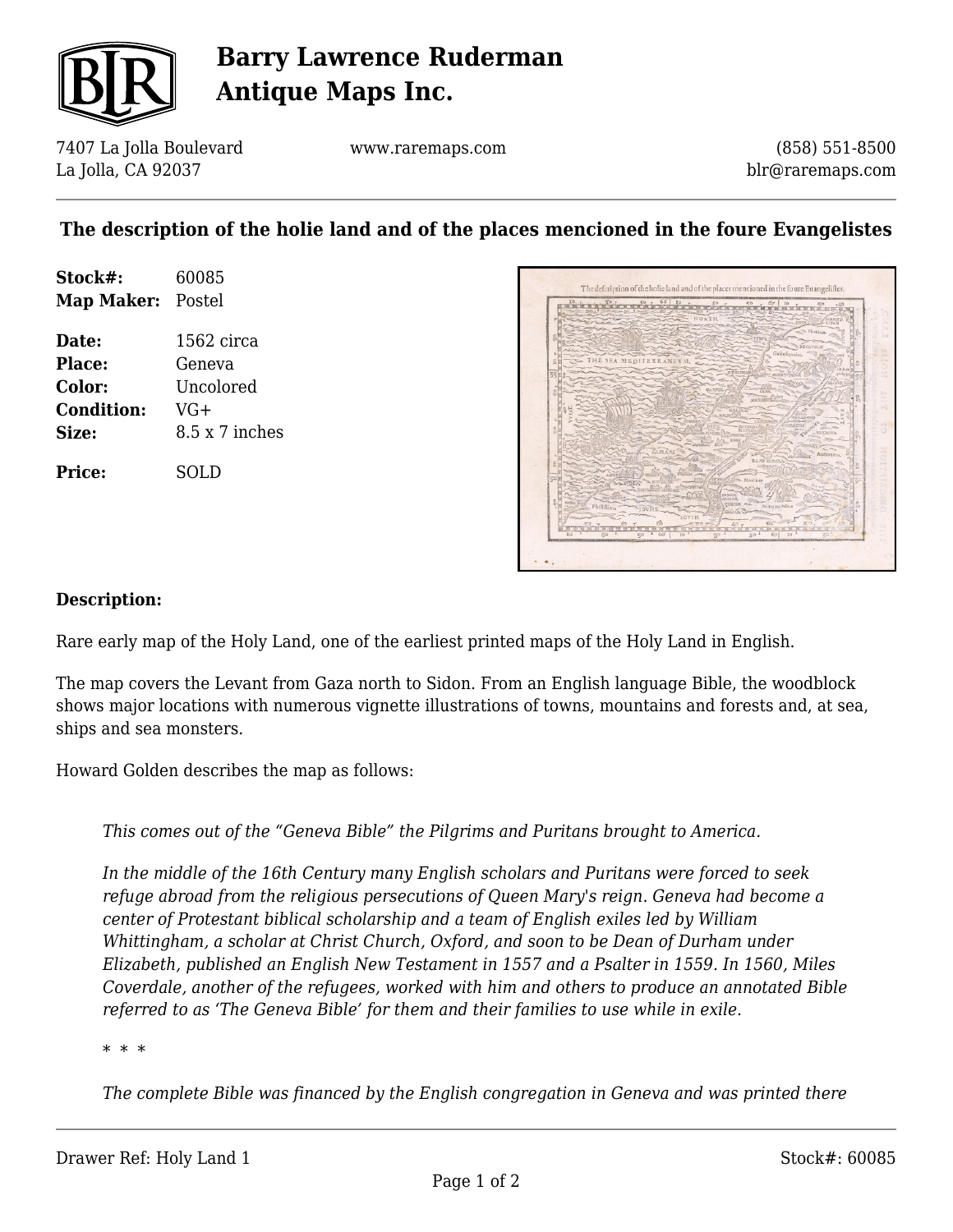# Barry Lawrence Ruderman Antique Maps Inc.

7407 La Jolla Boulevard
La Jolla, CA 92037

www.raremaps.com

(858) 551-8500
blr@raremaps.com

## The description of the holie land and of the places mencioned in the foure Evangelistes

**Stock#:** 60085
**Map Maker:** Postel

**Date:** 1562 circa
**Place:** Geneva
**Color:** Uncolored
**Condition:** VG+
**Size:** 8.5 x 7 inches

**Price:** SOLD

**Description:**

Rare early map of the Holy Land, one of the earliest printed maps of the Holy Land in English.

The map covers the Levant from Gaza north to Sidon. From an English language Bible, the woodblock shows major locations with numerous vignette illustrations of towns, mountains and forests and, at sea, ships and sea monsters.

Howard Golden describes the map as follows:

> *This comes out of the "Geneva Bible" the Pilgrims and Puritans brought to America.*
>
> *In the middle of the 16th Century many English scholars and Puritans were forced to seek refuge abroad from the religious persecutions of Queen Mary's reign. Geneva had become a center of Protestant biblical scholarship and a team of English exiles led by William Whittingham, a scholar at Christ Church, Oxford, and soon to be Dean of Durham under Elizabeth, published an English New Testament in 1557 and a Psalter in 1559. In 1560, Miles Coverdale, another of the refugees, worked with him and others to produce an annotated Bible referred to as 'The Geneva Bible' for them and their families to use while in exile.*
>
> \* \* \*
>
> *The complete Bible was financed by the English congregation in Geneva and was printed there*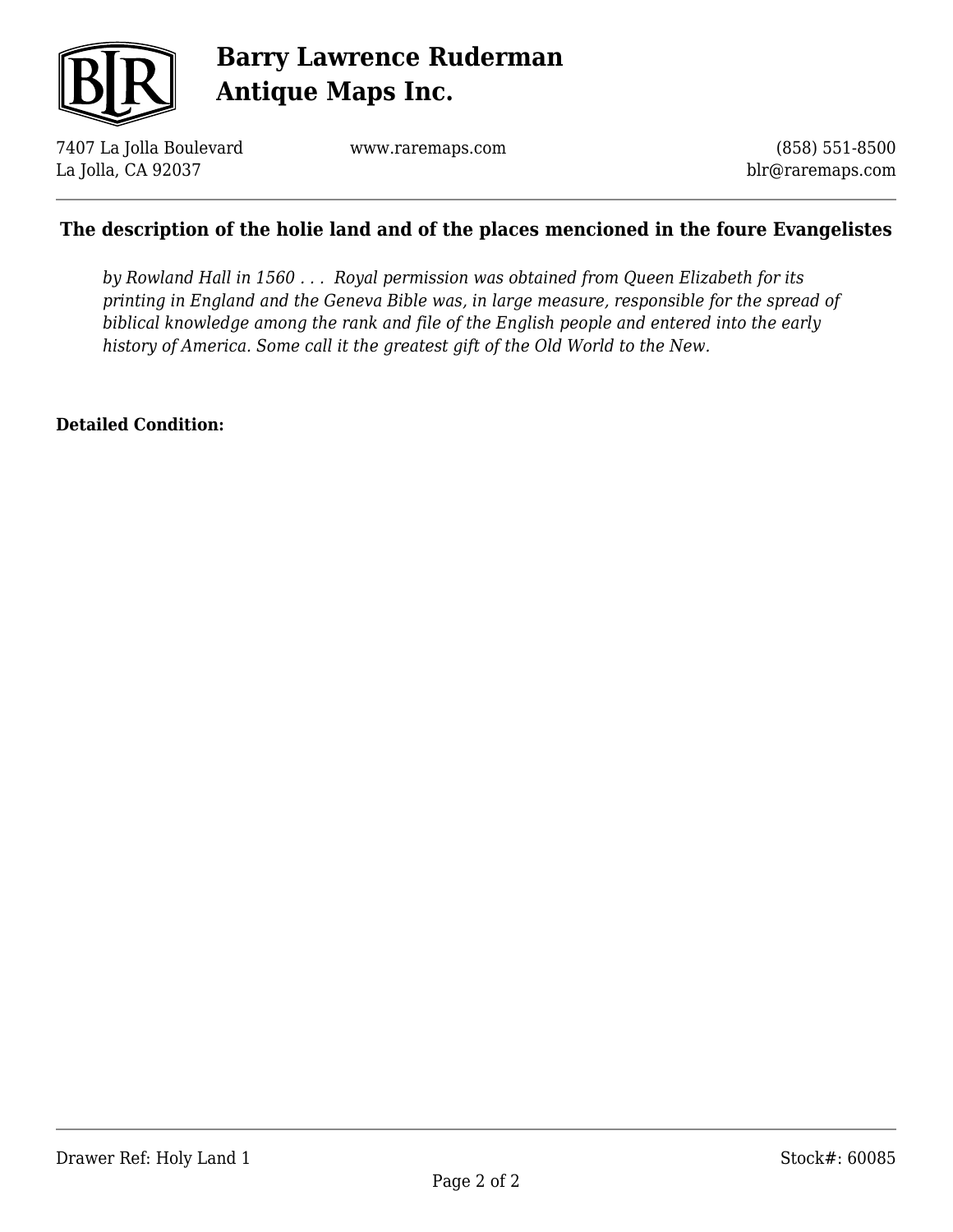**The description of the holie land and of the places mencioned in the foure Evangelistes**

> *by Rowland Hall in 1560 . . . Royal permission was obtained from Queen Elizabeth for its printing in England and the Geneva Bible was, in large measure, responsible for the spread of biblical knowledge among the rank and file of the English people and entered into the early history of America. Some call it the greatest gift of the Old World to the New.*

**Detailed Condition:**